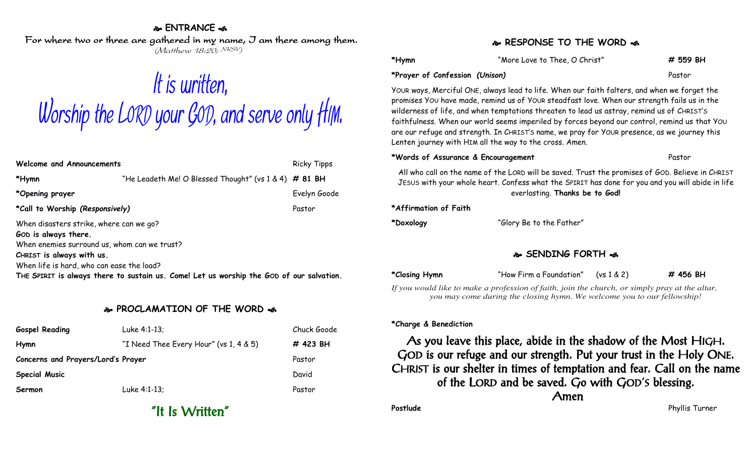## ENTRANCE

For where two or three are gathered in my name, I am there among them.
*(Matthew 18:20; NRSV)*

# It is written, Worship the LORD your GOD, and serve only HIM.

| | | |
|---|---|---|
| **Welcome and Announcements** | | Ricky Tipps |
| ***Hymn** | "He Leadeth Me! O Blessed Thought" (vs 1 & 4) | **# 81 BH** |
| ***Opening prayer** | | Evelyn Goode |
| ***Call to Worship *(Responsively)*** | | Pastor |

When disasters strike, where can we go?
**GOD is always there.**
When enemies surround us, whom can we trust?
**CHRIST is always with us.**
When life is hard, who can ease the load?
**THE SPIRIT is always there to sustain us. Come! Let us worship the GOD of our salvation.**

## PROCLAMATION OF THE WORD

| | | |
|---|---|---|
| **Gospel Reading** | Luke 4:1-13; | Chuck Goode |
| **Hymn** | "I Need Thee Every Hour" (vs 1, 4 & 5) | **# 423 BH** |
| **Concerns and Prayers/Lord's Prayer** | | Pastor |
| **Special Music** | | David |
| **Sermon** | Luke 4:1-13; | Pastor |

### "It Is Written"

## RESPONSE TO THE WORD

| | | |
|---|---|---|
| ***Hymn** | "More Love to Thee, O Christ" | **# 559 BH** |
| ***Prayer of Confession *(Unison)*** | | Pastor |

YOUR ways, Merciful ONE, always lead to life. When our faith falters, and when we forget the promises YOU have made, remind us of YOUR steadfast love. When our strength fails us in the wilderness of life, and when temptations threaten to lead us astray, remind us of CHRIST'S faithfulness. When our world seems imperiled by forces beyond our control, remind us that YOU are our refuge and strength. In CHRIST'S name, we pray for YOUR presence, as we journey this Lenten journey with HIM all the way to the cross. Amen.

| | | |
|---|---|---|
| ***Words of Assurance & Encouragement** | | Pastor |

All who call on the name of the LORD will be saved. Trust the promises of GOD. Believe in CHRIST JESUS with your whole heart. Confess what the SPIRIT has done for you and you will abide in life everlasting. **Thanks be to God!**

| | |
|---|---|
| ***Affirmation of Faith** | |
| ***Doxology** | "Glory Be to the Father" |

## SENDING FORTH

| | | |
|---|---|---|
| ***Closing Hymn** | "How Firm a Foundation" (vs 1 & 2) | **# 456 BH** |

*If you would like to make a profession of faith, join the church, or simply pray at the altar, you may come during the closing hymn. We welcome you to our fellowship!*

***Charge & Benediction**

**As you leave this place, abide in the shadow of the Most HIGH. GOD is our refuge and our strength. Put your trust in the Holy ONE. CHRIST is our shelter in times of temptation and fear. Call on the name of the LORD and be saved. Go with GOD'S blessing.
Amen**

| | |
|---|---|
| **Postlude** | Phyllis Turner |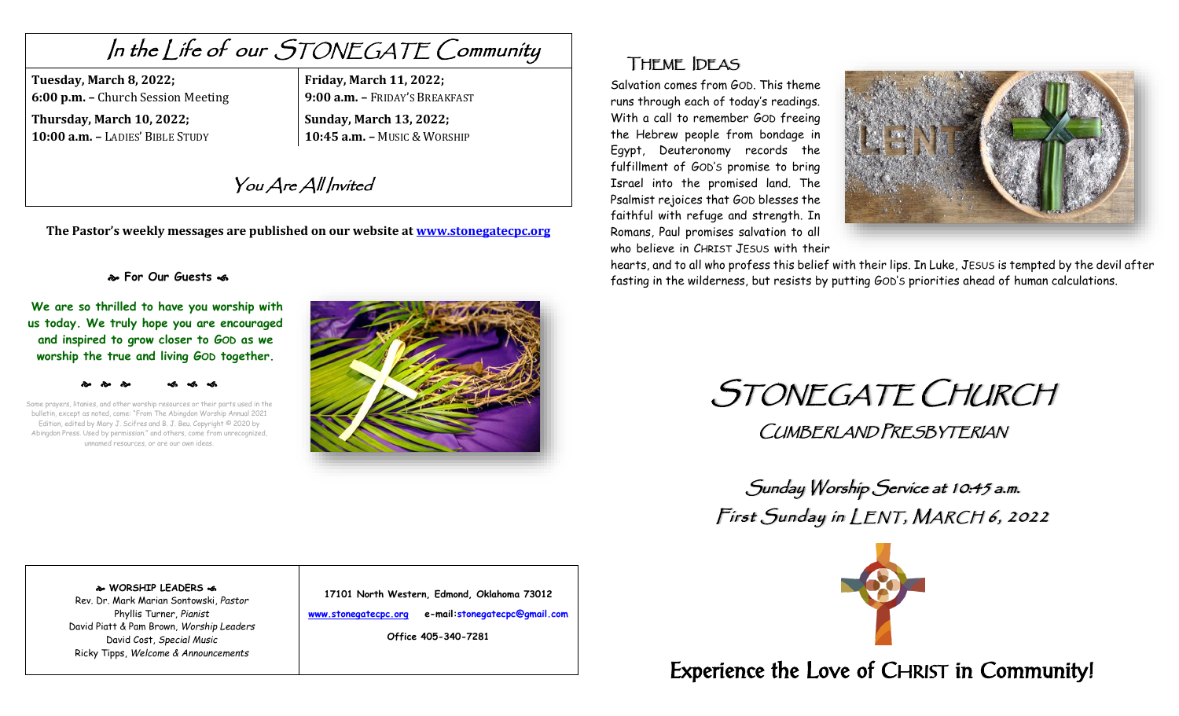# In the Life of our STONEGATE Community

**Tuesday, March 8, 2022;**
**6:00 p.m. –** Church Session Meeting

**Thursday, March 10, 2022;**
**10:00 a.m. –** LADIES' BIBLE STUDY

**Friday, March 11, 2022;**
**9:00 a.m. –** FRIDAY'S BREAKFAST

**Sunday, March 13, 2022;**
**10:45 a.m. –** MUSIC & WORSHIP

*You Are All Invited*

**The Pastor's weekly messages are published on our website at www.stonegatecpc.org**

### For Our Guests

**We are so thrilled to have you worship with us today. We truly hope you are encouraged and inspired to grow closer to GOD as we worship the true and living GOD together.**

Some prayers, litanies, and other worship resources or their parts used in the bulletin, except as noted, come: "From The Abingdon Worship Annual 2021 Edition, edited by Mary J. Scifres and B. J. Beu. Copyright © 2020 by Abingdon Press. Used by permission." and others, come from unrecognized, unnamed resources, or are our own ideas.

**WORSHIP LEADERS**
Rev. Dr. Mark Marian Sontowski, *Pastor*
Phyllis Turner, *Pianist*
David Piatt & Pam Brown, *Worship Leaders*
David Cost, *Special Music*
Ricky Tipps, *Welcome & Announcements*

**17101 North Western, Edmond, Oklahoma 73012**

**www.stonegatecpc.org e-mail:stonegatecpc@gmail.com**

**Office 405-340-7281**

## THEME IDEAS

Salvation comes from GOD. This theme runs through each of today's readings. With a call to remember GOD freeing the Hebrew people from bondage in Egypt, Deuteronomy records the fulfillment of GOD'S promise to bring Israel into the promised land. The Psalmist rejoices that GOD blesses the faithful with refuge and strength. In Romans, Paul promises salvation to all who believe in CHRIST JESUS with their hearts, and to all who profess this belief with their lips. In Luke, JESUS is tempted by the devil after fasting in the wilderness, but resists by putting GOD'S priorities ahead of human calculations.

# STONEGATE CHURCH

## CUMBERLAND PRESBYTERIAN

*Sunday Worship Service at 10:45 a.m.*
*First Sunday in LENT, MARCH 6, 2022*

**Experience the Love of CHRIST in Community!**